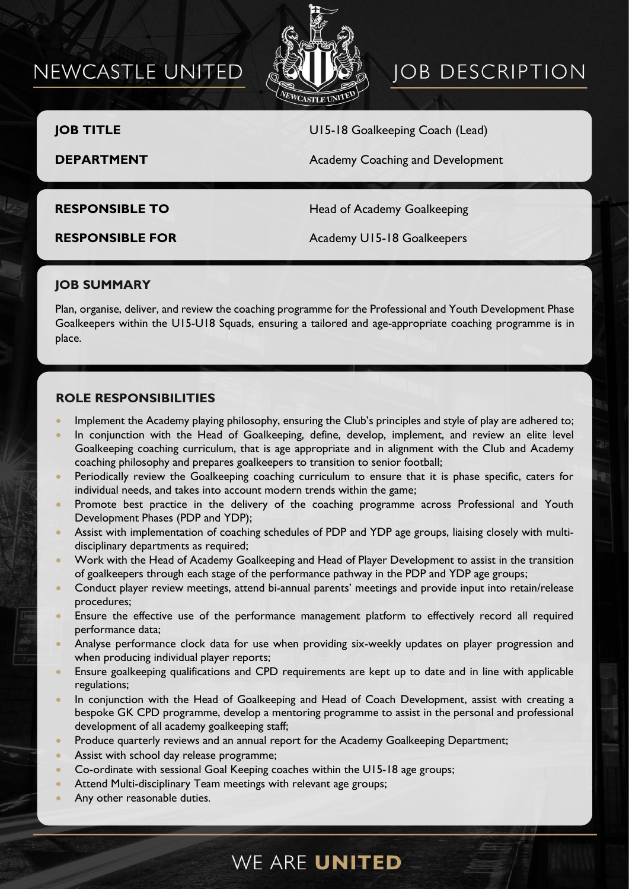# NEWCASTLE UNITED JOB DESCRIPTION

| | |
|---|---|
| **JOB TITLE** | U15-18 Goalkeeping Coach (Lead) |
| **DEPARTMENT** | Academy Coaching and Development |
| **RESPONSIBLE TO** | Head of Academy Goalkeeping |
| **RESPONSIBLE FOR** | Academy U15-18 Goalkeepers |

## JOB SUMMARY

Plan, organise, deliver, and review the coaching programme for the Professional and Youth Development Phase Goalkeepers within the U15-U18 Squads, ensuring a tailored and age-appropriate coaching programme is in place.

## ROLE RESPONSIBILITIES

- Implement the Academy playing philosophy, ensuring the Club's principles and style of play are adhered to;
- In conjunction with the Head of Goalkeeping, define, develop, implement, and review an elite level Goalkeeping coaching curriculum, that is age appropriate and in alignment with the Club and Academy coaching philosophy and prepares goalkeepers to transition to senior football;
- Periodically review the Goalkeeping coaching curriculum to ensure that it is phase specific, caters for individual needs, and takes into account modern trends within the game;
- Promote best practice in the delivery of the coaching programme across Professional and Youth Development Phases (PDP and YDP);
- Assist with implementation of coaching schedules of PDP and YDP age groups, liaising closely with multi-disciplinary departments as required;
- Work with the Head of Academy Goalkeeping and Head of Player Development to assist in the transition of goalkeepers through each stage of the performance pathway in the PDP and YDP age groups;
- Conduct player review meetings, attend bi-annual parents' meetings and provide input into retain/release procedures;
- Ensure the effective use of the performance management platform to effectively record all required performance data;
- Analyse performance clock data for use when providing six-weekly updates on player progression and when producing individual player reports;
- Ensure goalkeeping qualifications and CPD requirements are kept up to date and in line with applicable regulations;
- In conjunction with the Head of Goalkeeping and Head of Coach Development, assist with creating a bespoke GK CPD programme, develop a mentoring programme to assist in the personal and professional development of all academy goalkeeping staff;
- Produce quarterly reviews and an annual report for the Academy Goalkeeping Department;
- Assist with school day release programme;
- Co-ordinate with sessional Goal Keeping coaches within the U15-18 age groups;
- Attend Multi-disciplinary Team meetings with relevant age groups;
- Any other reasonable duties.

WE ARE **UNITED**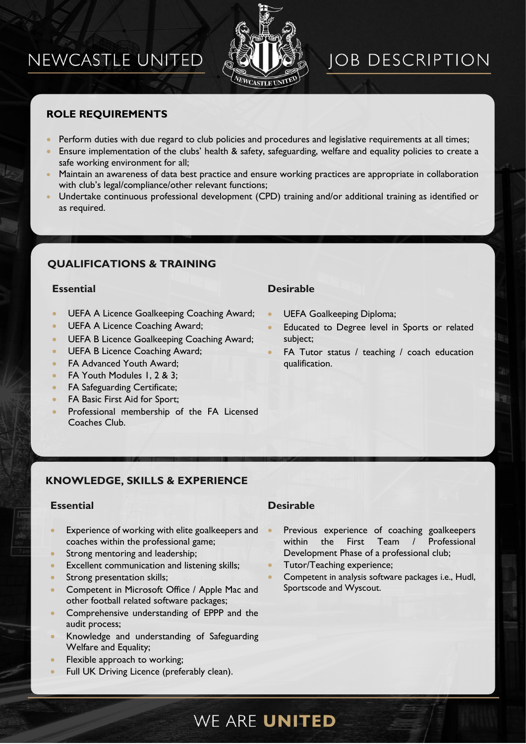## ROLE REQUIREMENTS

- Perform duties with due regard to club policies and procedures and legislative requirements at all times;
- Ensure implementation of the clubs' health & safety, safeguarding, welfare and equality policies to create a safe working environment for all;
- Maintain an awareness of data best practice and ensure working practices are appropriate in collaboration with club's legal/compliance/other relevant functions;
- Undertake continuous professional development (CPD) training and/or additional training as identified or as required.

## QUALIFICATIONS & TRAINING

### Essential

- UEFA A Licence Goalkeeping Coaching Award;
- UEFA A Licence Coaching Award;
- UEFA B Licence Goalkeeping Coaching Award;
- UEFA B Licence Coaching Award;
- FA Advanced Youth Award;
- FA Youth Modules 1, 2 & 3;
- FA Safeguarding Certificate;
- FA Basic First Aid for Sport;
- Professional membership of the FA Licensed Coaches Club.

### Desirable

- UEFA Goalkeeping Diploma;
- Educated to Degree level in Sports or related subject;
- FA Tutor status / teaching / coach education qualification.

## KNOWLEDGE, SKILLS & EXPERIENCE

### Essential

- Experience of working with elite goalkeepers and coaches within the professional game;
- Strong mentoring and leadership;
- Excellent communication and listening skills;
- Strong presentation skills;
- Competent in Microsoft Office / Apple Mac and other football related software packages;
- Comprehensive understanding of EPPP and the audit process;
- Knowledge and understanding of Safeguarding Welfare and Equality;
- Flexible approach to working;
- Full UK Driving Licence (preferably clean).

### Desirable

- Previous experience of coaching goalkeepers within the First Team / Professional Development Phase of a professional club;
- Tutor/Teaching experience;
- Competent in analysis software packages i.e., Hudl, Sportscode and Wyscout.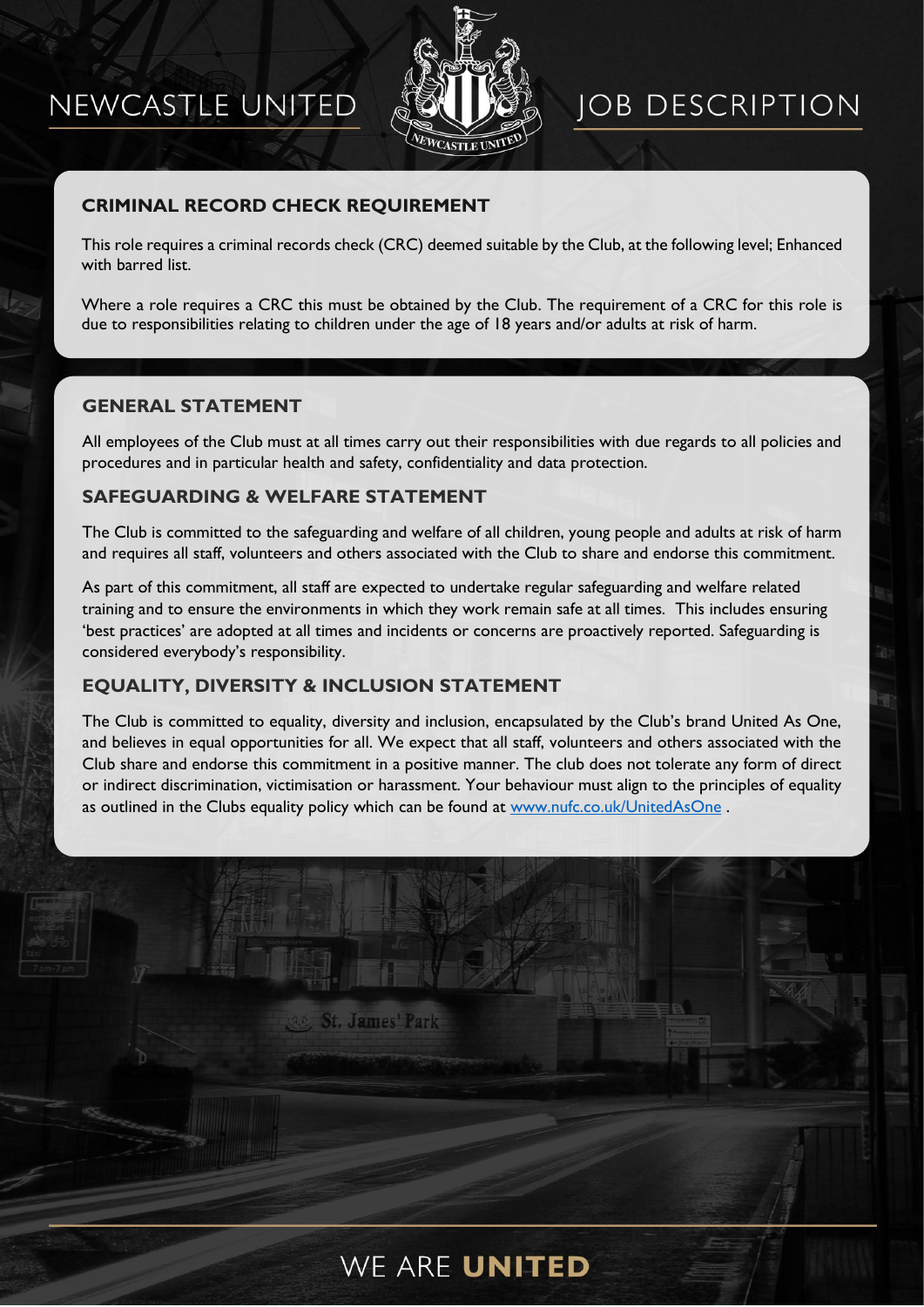## CRIMINAL RECORD CHECK REQUIREMENT

This role requires a criminal records check (CRC) deemed suitable by the Club, at the following level; Enhanced with barred list.

Where a role requires a CRC this must be obtained by the Club. The requirement of a CRC for this role is due to responsibilities relating to children under the age of 18 years and/or adults at risk of harm.

## GENERAL STATEMENT

All employees of the Club must at all times carry out their responsibilities with due regards to all policies and procedures and in particular health and safety, confidentiality and data protection.

## SAFEGUARDING & WELFARE STATEMENT

The Club is committed to the safeguarding and welfare of all children, young people and adults at risk of harm and requires all staff, volunteers and others associated with the Club to share and endorse this commitment.

As part of this commitment, all staff are expected to undertake regular safeguarding and welfare related training and to ensure the environments in which they work remain safe at all times. This includes ensuring 'best practices' are adopted at all times and incidents or concerns are proactively reported. Safeguarding is considered everybody's responsibility.

## EQUALITY, DIVERSITY & INCLUSION STATEMENT

The Club is committed to equality, diversity and inclusion, encapsulated by the Club's brand United As One, and believes in equal opportunities for all. We expect that all staff, volunteers and others associated with the Club share and endorse this commitment in a positive manner. The club does not tolerate any form of direct or indirect discrimination, victimisation or harassment. Your behaviour must align to the principles of equality as outlined in the Clubs equality policy which can be found at www.nufc.co.uk/UnitedAsOne .